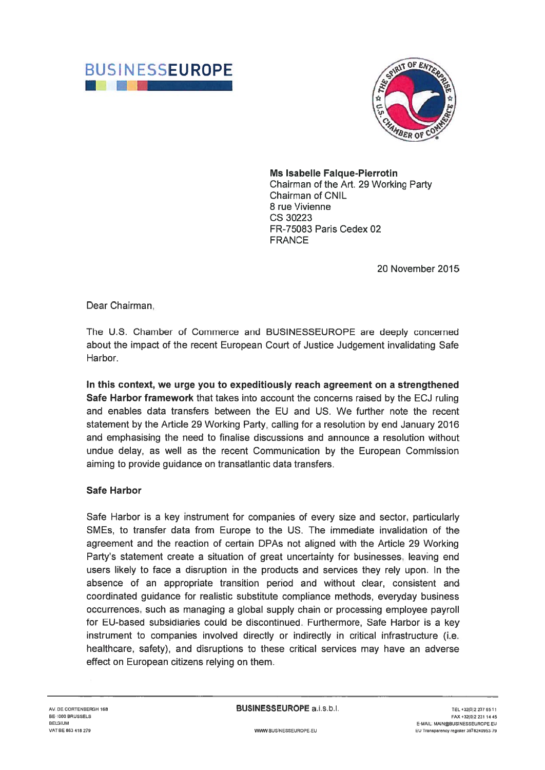BUSINESSEUROPE

Ms Isabelle Falque-Pierrotin
Chairman of the Art. 29 Working Party
Chairman of CNIL
8 rue Vivienne
CS 30223
FR-75083 Paris Cedex 02
FRANCE

20 November 2015

Dear Chairman,

The U.S. Chamber of Commerce and BUSINESSEUROPE are deeply concerned about the impact of the recent European Court of Justice Judgement invalidating Safe Harbor.

**In this context, we urge you to expeditiously reach agreement on a strengthened Safe Harbor framework** that takes into account the concerns raised by the ECJ ruling and enables data transfers between the EU and US. We further note the recent statement by the Article 29 Working Party, calling for a resolution by end January 2016 and emphasising the need to finalise discussions and announce a resolution without undue delay, as well as the recent Communication by the European Commission aiming to provide guidance on transatlantic data transfers.

**Safe Harbor**

Safe Harbor is a key instrument for companies of every size and sector, particularly SMEs, to transfer data from Europe to the US. The immediate invalidation of the agreement and the reaction of certain DPAs not aligned with the Article 29 Working Party's statement create a situation of great uncertainty for businesses, leaving end users likely to face a disruption in the products and services they rely upon. In the absence of an appropriate transition period and without clear, consistent and coordinated guidance for realistic substitute compliance methods, everyday business occurrences, such as managing a global supply chain or processing employee payroll for EU-based subsidiaries could be discontinued. Furthermore, Safe Harbor is a key instrument to companies involved directly or indirectly in critical infrastructure (i.e. healthcare, safety), and disruptions to these critical services may have an adverse effect on European citizens relying on them.

AV. DE CORTENBERGH 168
BE-1000 BRUSSELS
BELGIUM
VAT BE 863 418 279

**BUSINESSEUROPE** a.i.s.b.l.

WWW.BUSINESSEUROPE.EU

TEL +32(0)2 237 65 11
FAX +32(0)2 231 14 45
E-MAIL: MAIN@BUSINESSEUROPE.EU
EU Transparency register 3978240953-79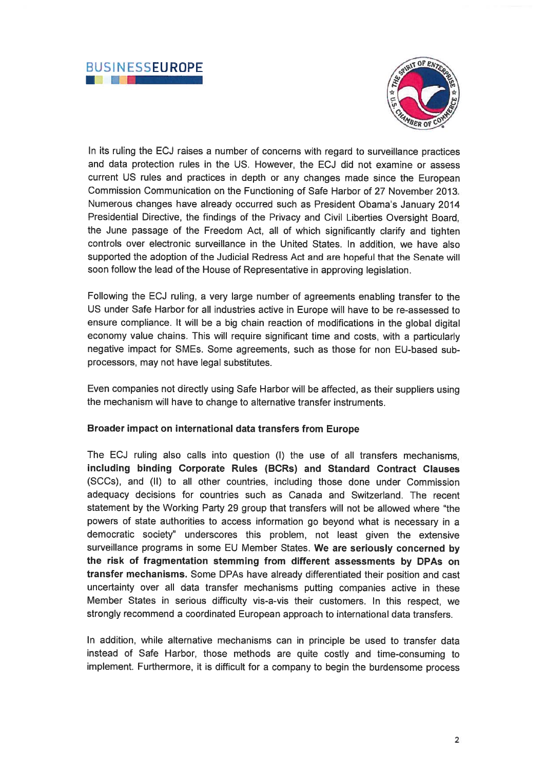In its ruling the ECJ raises a number of concerns with regard to surveillance practices and data protection rules in the US. However, the ECJ did not examine or assess current US rules and practices in depth or any changes made since the European Commission Communication on the Functioning of Safe Harbor of 27 November 2013. Numerous changes have already occurred such as President Obama's January 2014 Presidential Directive, the findings of the Privacy and Civil Liberties Oversight Board, the June passage of the Freedom Act, all of which significantly clarify and tighten controls over electronic surveillance in the United States. In addition, we have also supported the adoption of the Judicial Redress Act and are hopeful that the Senate will soon follow the lead of the House of Representative in approving legislation.

Following the ECJ ruling, a very large number of agreements enabling transfer to the US under Safe Harbor for all industries active in Europe will have to be re-assessed to ensure compliance. It will be a big chain reaction of modifications in the global digital economy value chains. This will require significant time and costs, with a particularly negative impact for SMEs. Some agreements, such as those for non EU-based sub-processors, may not have legal substitutes.

Even companies not directly using Safe Harbor will be affected, as their suppliers using the mechanism will have to change to alternative transfer instruments.

**Broader impact on international data transfers from Europe**

The ECJ ruling also calls into question (I) the use of all transfers mechanisms, **including binding Corporate Rules (BCRs) and Standard Contract Clauses** (SCCs), and (II) to all other countries, including those done under Commission adequacy decisions for countries such as Canada and Switzerland. The recent statement by the Working Party 29 group that transfers will not be allowed where "the powers of state authorities to access information go beyond what is necessary in a democratic society" underscores this problem, not least given the extensive surveillance programs in some EU Member States. **We are seriously concerned by the risk of fragmentation stemming from different assessments by DPAs on transfer mechanisms.** Some DPAs have already differentiated their position and cast uncertainty over all data transfer mechanisms putting companies active in these Member States in serious difficulty vis-a-vis their customers. In this respect, we strongly recommend a coordinated European approach to international data transfers.

In addition, while alternative mechanisms can in principle be used to transfer data instead of Safe Harbor, those methods are quite costly and time-consuming to implement. Furthermore, it is difficult for a company to begin the burdensome process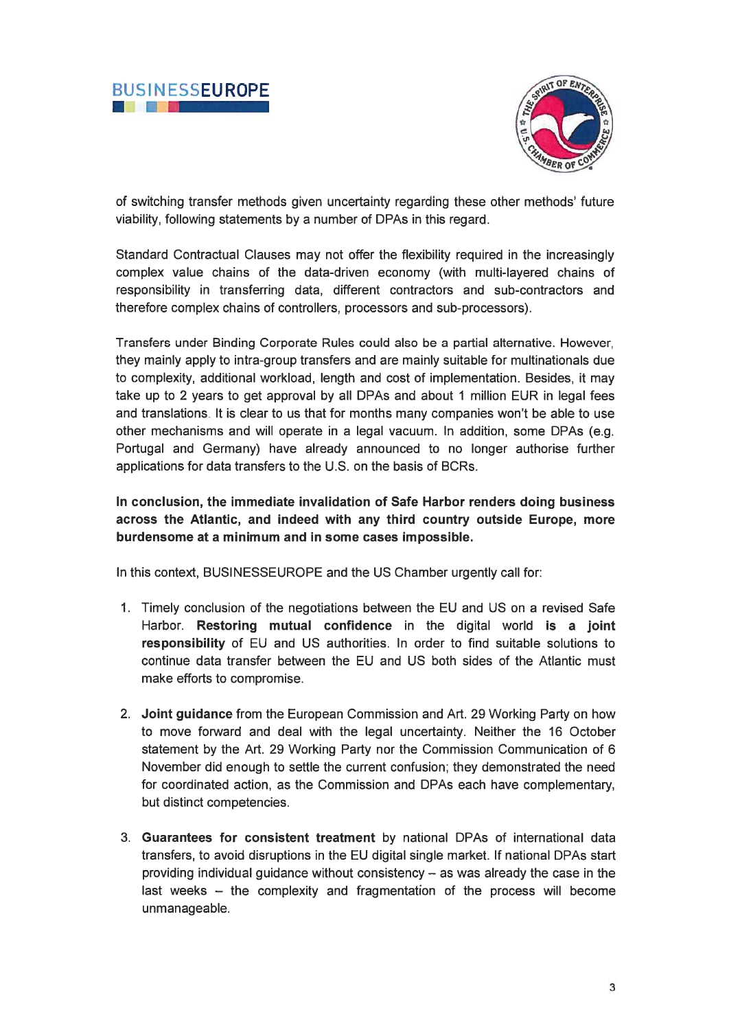of switching transfer methods given uncertainty regarding these other methods' future viability, following statements by a number of DPAs in this regard.

Standard Contractual Clauses may not offer the flexibility required in the increasingly complex value chains of the data-driven economy (with multi-layered chains of responsibility in transferring data, different contractors and sub-contractors and therefore complex chains of controllers, processors and sub-processors).

Transfers under Binding Corporate Rules could also be a partial alternative. However, they mainly apply to intra-group transfers and are mainly suitable for multinationals due to complexity, additional workload, length and cost of implementation. Besides, it may take up to 2 years to get approval by all DPAs and about 1 million EUR in legal fees and translations. It is clear to us that for months many companies won't be able to use other mechanisms and will operate in a legal vacuum. In addition, some DPAs (e.g. Portugal and Germany) have already announced to no longer authorise further applications for data transfers to the U.S. on the basis of BCRs.

**In conclusion, the immediate invalidation of Safe Harbor renders doing business across the Atlantic, and indeed with any third country outside Europe, more burdensome at a minimum and in some cases impossible.**

In this context, BUSINESSEUROPE and the US Chamber urgently call for:

1. Timely conclusion of the negotiations between the EU and US on a revised Safe Harbor. **Restoring mutual confidence** in the digital world **is a joint responsibility** of EU and US authorities. In order to find suitable solutions to continue data transfer between the EU and US both sides of the Atlantic must make efforts to compromise.

2. **Joint guidance** from the European Commission and Art. 29 Working Party on how to move forward and deal with the legal uncertainty. Neither the 16 October statement by the Art. 29 Working Party nor the Commission Communication of 6 November did enough to settle the current confusion; they demonstrated the need for coordinated action, as the Commission and DPAs each have complementary, but distinct competencies.

3. **Guarantees for consistent treatment** by national DPAs of international data transfers, to avoid disruptions in the EU digital single market. If national DPAs start providing individual guidance without consistency – as was already the case in the last weeks – the complexity and fragmentation of the process will become unmanageable.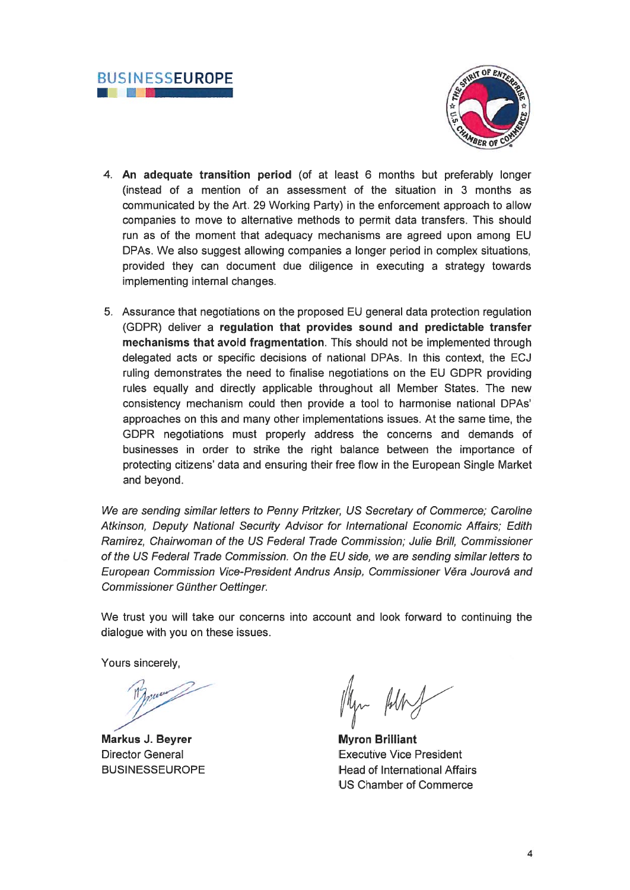4. **An adequate transition period** (of at least 6 months but preferably longer (instead of a mention of an assessment of the situation in 3 months as communicated by the Art. 29 Working Party) in the enforcement approach to allow companies to move to alternative methods to permit data transfers. This should run as of the moment that adequacy mechanisms are agreed upon among EU DPAs. We also suggest allowing companies a longer period in complex situations, provided they can document due diligence in executing a strategy towards implementing internal changes.

5. Assurance that negotiations on the proposed EU general data protection regulation (GDPR) deliver a **regulation that provides sound and predictable transfer mechanisms that avoid fragmentation**. This should not be implemented through delegated acts or specific decisions of national DPAs. In this context, the ECJ ruling demonstrates the need to finalise negotiations on the EU GDPR providing rules equally and directly applicable throughout all Member States. The new consistency mechanism could then provide a tool to harmonise national DPAs' approaches on this and many other implementations issues. At the same time, the GDPR negotiations must properly address the concerns and demands of businesses in order to strike the right balance between the importance of protecting citizens' data and ensuring their free flow in the European Single Market and beyond.

*We are sending similar letters to Penny Pritzker, US Secretary of Commerce; Caroline Atkinson, Deputy National Security Advisor for International Economic Affairs; Edith Ramirez, Chairwoman of the US Federal Trade Commission; Julie Brill, Commissioner of the US Federal Trade Commission. On the EU side, we are sending similar letters to European Commission Vice-President Andrus Ansip, Commissioner Věra Jourová and Commissioner Günther Oettinger.*

We trust you will take our concerns into account and look forward to continuing the dialogue with you on these issues.

Yours sincerely,

**Markus J. Beyrer**
Director General
BUSINESSEUROPE

**Myron Brilliant**
Executive Vice President
Head of International Affairs
US Chamber of Commerce